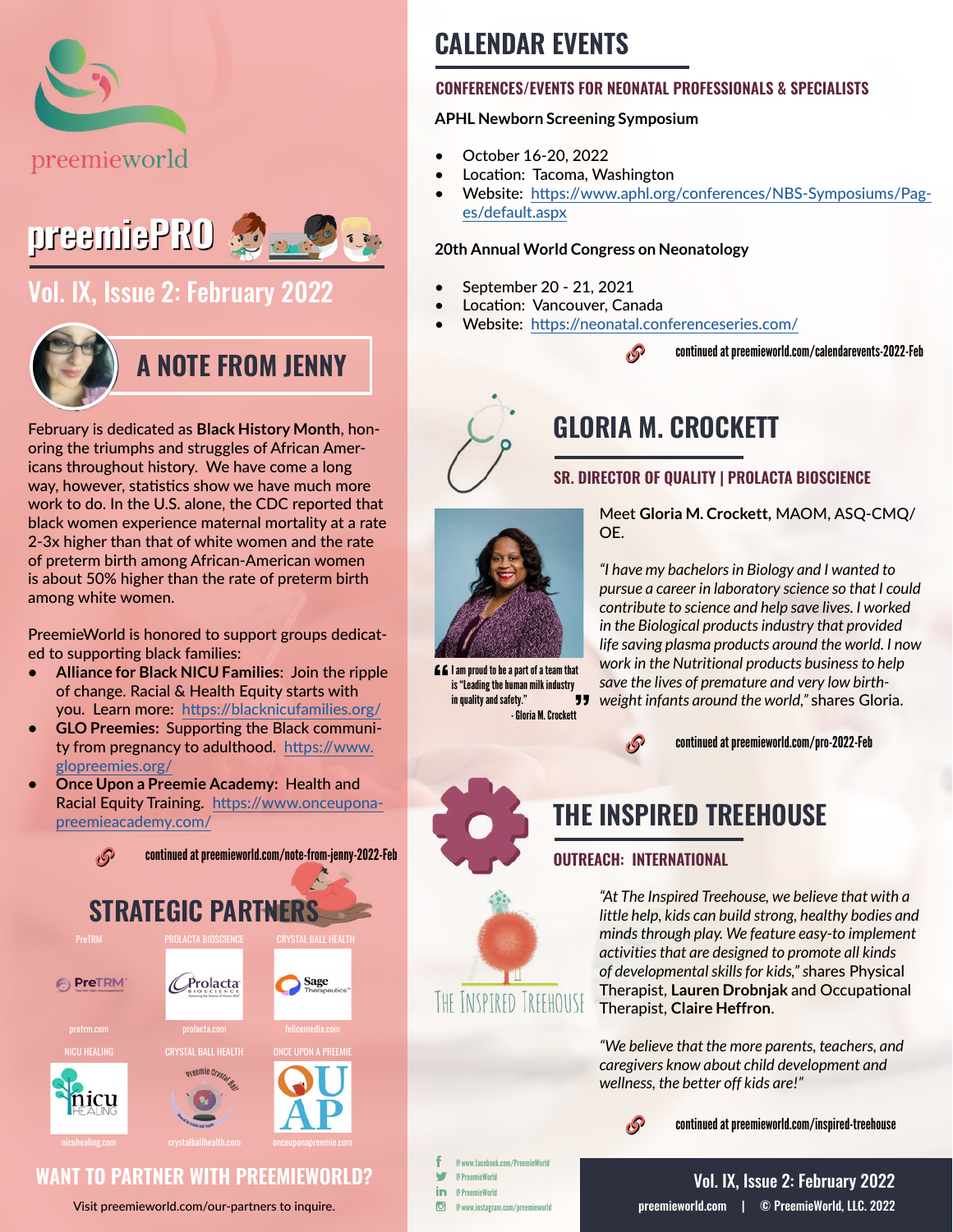preemieworld

# preemiePRO

## Vol. IX, Issue 2: February 2022

## A NOTE FROM JENNY

February is dedicated as **Black History Month**, honoring the triumphs and struggles of African Americans throughout history. We have come a long way, however, statistics show we have much more work to do. In the U.S. alone, the CDC reported that black women experience maternal mortality at a rate 2-3x higher than that of white women and the rate of preterm birth among African-American women is about 50% higher than the rate of preterm birth among white women.

PreemieWorld is honored to support groups dedicated to supporting black families:

- **Alliance for Black NICU Families**: Join the ripple of change. Racial & Health Equity starts with you. Learn more: https://blacknicufamilies.org/
- **GLO Preemies:** Supporting the Black community from pregnancy to adulthood. https://www.glopreemies.org/
- **Once Upon a Preemie Academy:** Health and Racial Equity Training. https://www.onceuponapreemieacademy.com/

continued at preemieworld.com/note-from-jenny-2022-Feb

## STRATEGIC PARTNERS

- PreTRM — pretrm.com
- PROLACTA BIOSCIENCE — prolacta.com
- CRYSTAL BALL HEALTH — felicemedia.com
- NICU HEALING — nicuhealing.com
- CRYSTAL BALL HEALTH — crystalballhealth.com
- ONCE UPON A PREEMIE — onceuponapreemie.com

## WANT TO PARTNER WITH PREEMIEWORLD?

Visit preemieworld.com/our-partners to inquire.

## CALENDAR EVENTS

### CONFERENCES/EVENTS FOR NEONATAL PROFESSIONALS & SPECIALISTS

**APHL Newborn Screening Symposium**

- October 16-20, 2022
- Location: Tacoma, Washington
- Website: https://www.aphl.org/conferences/NBS-Symposiums/Pages/default.aspx

**20th Annual World Congress on Neonatology**

- September 20 - 21, 2021
- Location: Vancouver, Canada
- Website: https://neonatal.conferenceseries.com/

continued at preemieworld.com/calendarevents-2022-Feb

## GLORIA M. CROCKETT

### SR. DIRECTOR OF QUALITY | PROLACTA BIOSCIENCE

Meet **Gloria M. Crockett**, MAOM, ASQ-CMQ/OE.

*"I have my bachelors in Biology and I wanted to pursue a career in laboratory science so that I could contribute to science and help save lives. I worked in the Biological products industry that provided life saving plasma products around the world. I now work in the Nutritional products business to help save the lives of premature and very low birth-weight infants around the world,"* shares Gloria.

> I am proud to be a part of a team that is "Leading the human milk industry in quality and safety."
> - Gloria M. Crockett

continued at preemieworld.com/pro-2022-Feb

## THE INSPIRED TREEHOUSE

### OUTREACH: INTERNATIONAL

*"At The Inspired Treehouse, we believe that with a little help, kids can build strong, healthy bodies and minds through play. We feature easy-to implement activities that are designed to promote all kinds of developmental skills for kids,"* shares Physical Therapist, **Lauren Drobnjak** and Occupational Therapist, **Claire Heffron**.

*"We believe that the more parents, teachers, and caregivers know about child development and wellness, the better off kids are!"*

continued at preemieworld.com/inspired-treehouse

@www.facebook.com/PreemieWorld
@PreemieWorld
@PreemieWorld
@www.instagram.com/preemieworld

preemieworld.com | © PreemieWorld, LLC. 2022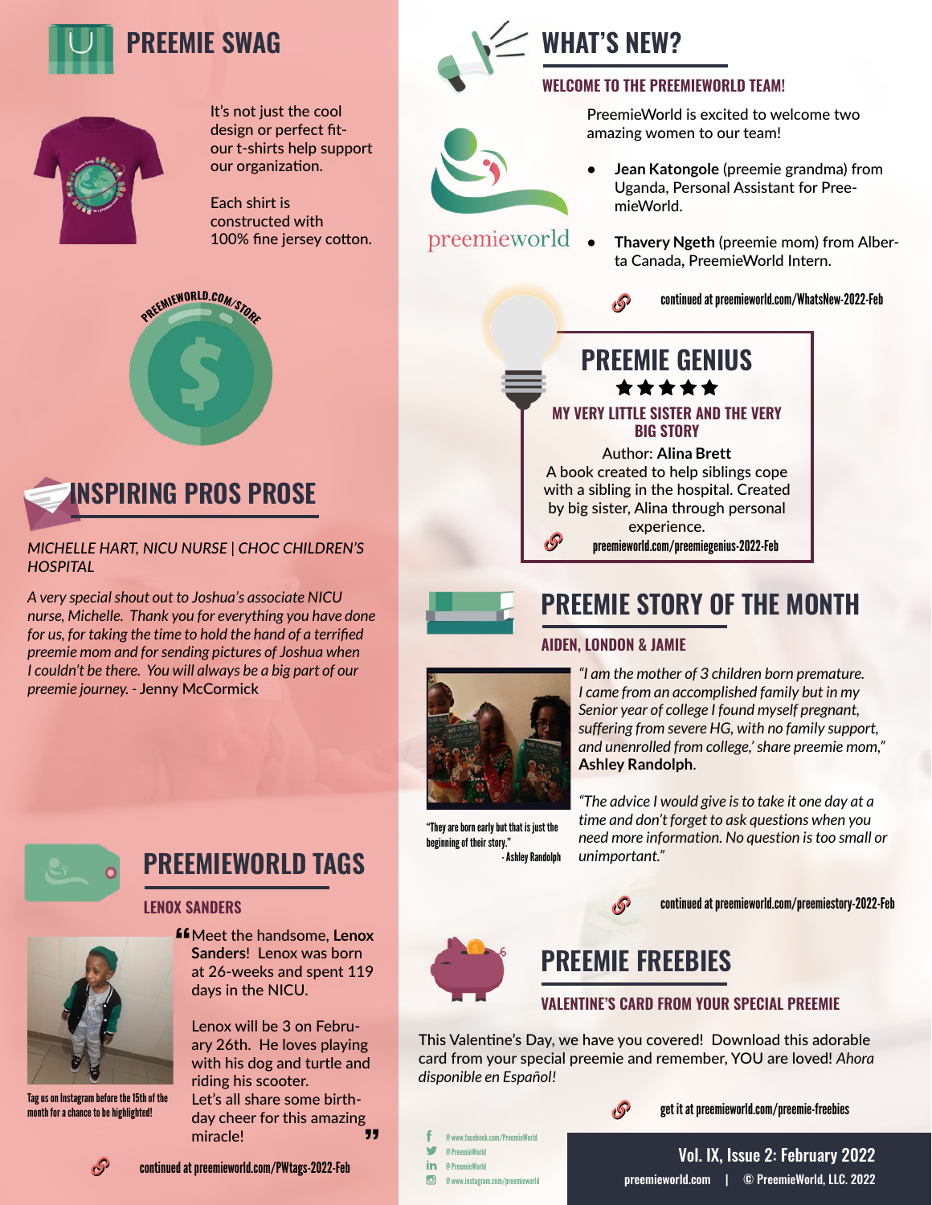## PREEMIE SWAG

It's not just the cool design or perfect fit- our t-shirts help support our organization.

Each shirt is constructed with 100% fine jersey cotton.

PREEMIEWORLD.COM/STORE

## INSPIRING PROS PROSE

*MICHELLE HART, NICU NURSE | CHOC CHILDREN'S HOSPITAL*

*A very special shout out to Joshua's associate NICU nurse, Michelle. Thank you for everything you have done for us, for taking the time to hold the hand of a terrified preemie mom and for sending pictures of Joshua when I couldn't be there. You will always be a big part of our preemie journey.* - Jenny McCormick

## PREEMIEWORLD TAGS

### LENOX SANDERS

"Meet the handsome, **Lenox Sanders**! Lenox was born at 26-weeks and spent 119 days in the NICU.

Lenox will be 3 on February 26th. He loves playing with his dog and turtle and riding his scooter. Let's all share some birthday cheer for this amazing miracle!"

Tag us on Instagram before the 15th of the month for a chance to be highlighted!

continued at preemieworld.com/PWtags-2022-Feb

## WHAT'S NEW?

### WELCOME TO THE PREEMIEWORLD TEAM!

PreemieWorld is excited to welcome two amazing women to our team!

- **Jean Katongole** (preemie grandma) from Uganda, Personal Assistant for PreemieWorld.
- **Thavery Ngeth** (preemie mom) from Alberta Canada, PreemieWorld Intern.

continued at preemieworld.com/WhatsNew-2022-Feb

## PREEMIE GENIUS

★★★★★

### MY VERY LITTLE SISTER AND THE VERY BIG STORY

Author: **Alina Brett**

A book created to help siblings cope with a sibling in the hospital. Created by big sister, Alina through personal experience.

preemieworld.com/preemiegenius-2022-Feb

## PREEMIE STORY OF THE MONTH

### AIDEN, LONDON & JAMIE

*"I am the mother of 3 children born premature. I came from an accomplished family but in my Senior year of college I found myself pregnant, suffering from severe HG, with no family support, and unenrolled from college,' share preemie mom,"* **Ashley Randolph**.

*"The advice I would give is to take it one day at a time and don't forget to ask questions when you need more information. No question is too small or unimportant."*

"They are born early but that is just the beginning of their story."
- Ashley Randolph

continued at preemieworld.com/preemiestory-2022-Feb

## PREEMIE FREEBIES

### VALENTINE'S CARD FROM YOUR SPECIAL PREEMIE

This Valentine's Day, we have you covered! Download this adorable card from your special preemie and remember, YOU are loved! *Ahora disponible en Español!*

get it at preemieworld.com/preemie-freebies

@www.facebook.com/PreemieWorld
@PreemieWorld
@PreemieWorld
@www.instagram.com/preemieworld

Vol. IX, Issue 2: February 2022
preemieworld.com | © PreemieWorld, LLC. 2022